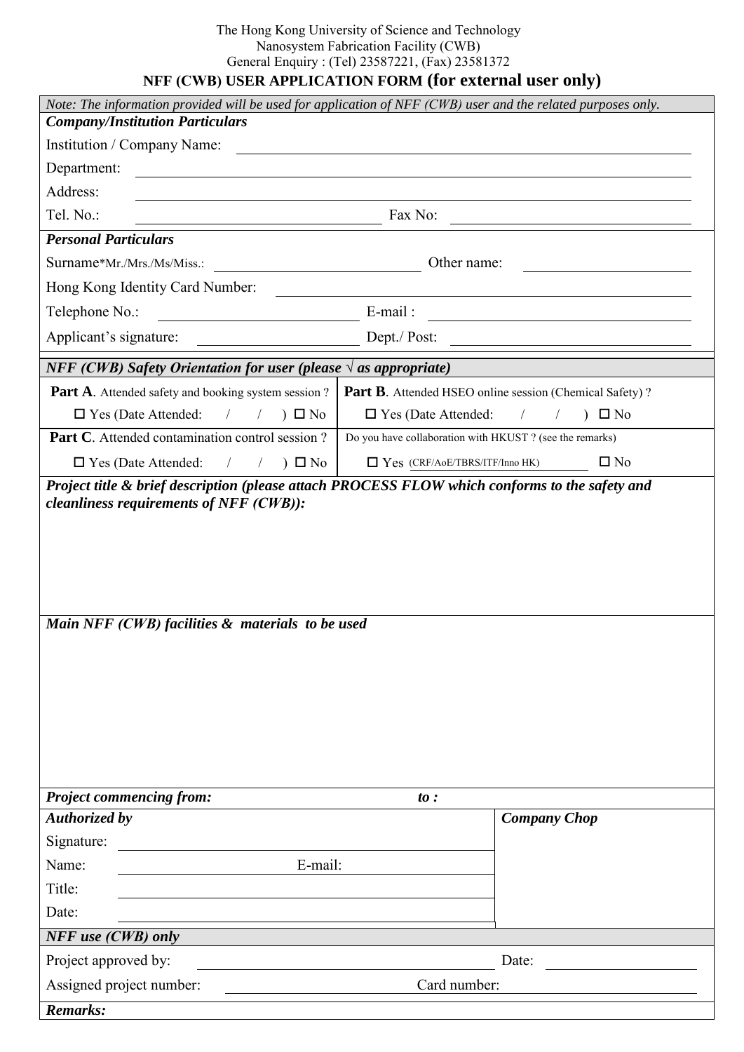The Hong Kong University of Science and Technology
Nanosystem Fabrication Facility (CWB)
General Enquiry : (Tel) 23587221, (Fax) 23581372

# NFF (CWB) USER APPLICATION FORM (for external user only)

*Note: The information provided will be used for application of NFF (CWB) user and the related purposes only.*

***Company/Institution Particulars***

Institution / Company Name: ____________________

Department: ____________________

Address: ____________________

Tel. No.: ____________________ Fax No: ____________________

***Personal Particulars***

Surname*Mr./Mrs./Ms/Miss.: ____________________ Other name: ____________________

Hong Kong Identity Card Number: ____________________

Telephone No.: ____________________ E-mail : ____________________

Applicant's signature: ____________________ Dept./ Post: ____________________

***NFF (CWB) Safety Orientation for user (please √ as appropriate)***

| | |
|---|---|
| **Part A**. Attended safety and booking system session ? | **Part B**. Attended HSEO online session (Chemical Safety) ? |
| ☐ Yes (Date Attended: / / ) ☐ No | ☐ Yes (Date Attended: / / ) ☐ No |
| **Part C**. Attended contamination control session ? | Do you have collaboration with HKUST ? (see the remarks) |
| ☐ Yes (Date Attended: / / ) ☐ No | ☐ Yes (CRF/AoE/TBRS/ITF/Inno HK) ☐ No |

***Project title & brief description (please attach PROCESS FLOW which conforms to the safety and cleanliness requirements of NFF (CWB)):***

***Main NFF (CWB) facilities & materials to be used***

***Project commencing from:*** ***to :***

| ***Authorized by*** | ***Company Chop*** |
|---|---|
| Signature: | |
| Name: E-mail: | |
| Title: | |
| Date: | |

***NFF use (CWB) only***

Project approved by: ____________________ Date: ____________________

Assigned project number: ____________________ Card number: ____________________

***Remarks:***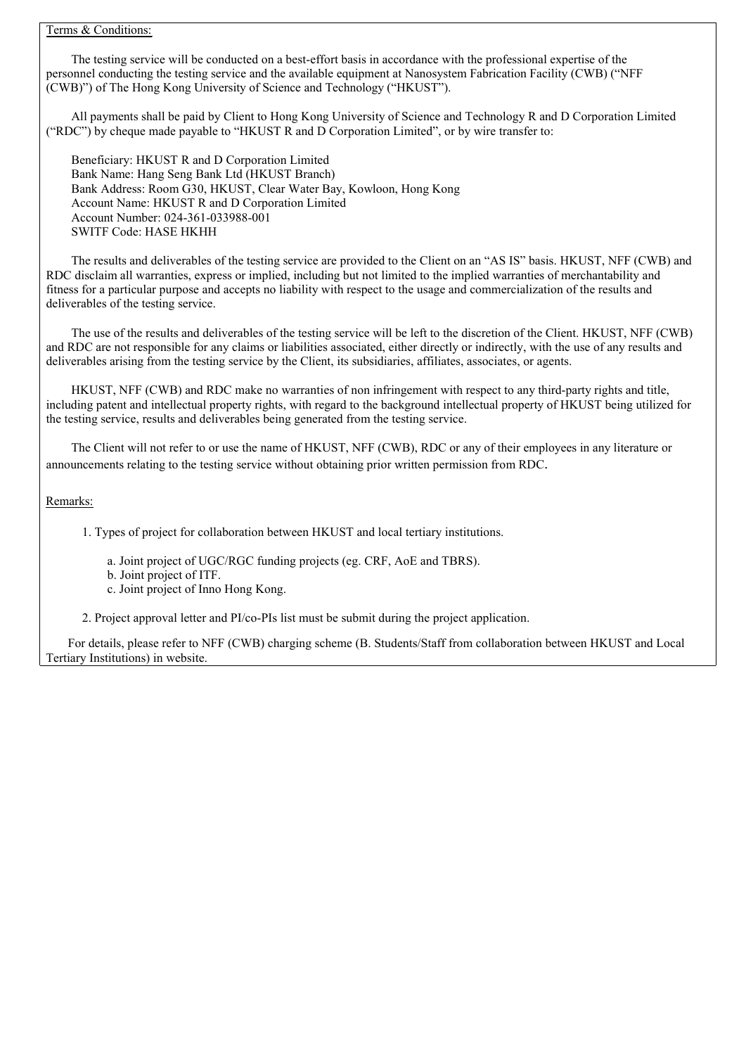Terms & Conditions:

The testing service will be conducted on a best-effort basis in accordance with the professional expertise of the personnel conducting the testing service and the available equipment at Nanosystem Fabrication Facility (CWB) ("NFF (CWB)") of The Hong Kong University of Science and Technology ("HKUST").

All payments shall be paid by Client to Hong Kong University of Science and Technology R and D Corporation Limited ("RDC") by cheque made payable to "HKUST R and D Corporation Limited", or by wire transfer to:

Beneficiary: HKUST R and D Corporation Limited
Bank Name: Hang Seng Bank Ltd (HKUST Branch)
Bank Address: Room G30, HKUST, Clear Water Bay, Kowloon, Hong Kong
Account Name: HKUST R and D Corporation Limited
Account Number: 024-361-033988-001
SWITF Code: HASE HKHH

The results and deliverables of the testing service are provided to the Client on an "AS IS" basis. HKUST, NFF (CWB) and RDC disclaim all warranties, express or implied, including but not limited to the implied warranties of merchantability and fitness for a particular purpose and accepts no liability with respect to the usage and commercialization of the results and deliverables of the testing service.

The use of the results and deliverables of the testing service will be left to the discretion of the Client. HKUST, NFF (CWB) and RDC are not responsible for any claims or liabilities associated, either directly or indirectly, with the use of any results and deliverables arising from the testing service by the Client, its subsidiaries, affiliates, associates, or agents.

HKUST, NFF (CWB) and RDC make no warranties of non infringement with respect to any third-party rights and title, including patent and intellectual property rights, with regard to the background intellectual property of HKUST being utilized for the testing service, results and deliverables being generated from the testing service.

The Client will not refer to or use the name of HKUST, NFF (CWB), RDC or any of their employees in any literature or announcements relating to the testing service without obtaining prior written permission from RDC.

Remarks:

1. Types of project for collaboration between HKUST and local tertiary institutions.

   a. Joint project of UGC/RGC funding projects (eg. CRF, AoE and TBRS).
   b. Joint project of ITF.
   c. Joint project of Inno Hong Kong.

2. Project approval letter and PI/co-PIs list must be submit during the project application.

For details, please refer to NFF (CWB) charging scheme (B. Students/Staff from collaboration between HKUST and Local Tertiary Institutions) in website.